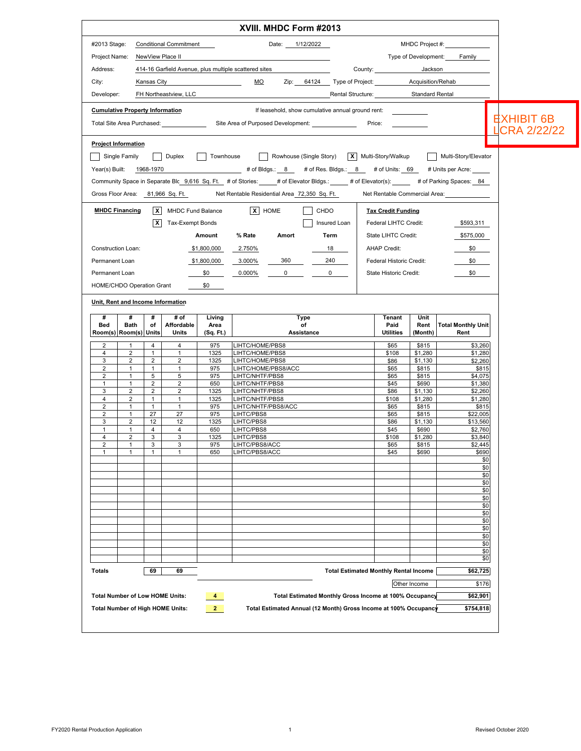# XVIII. MHDC Form #2013

EXHIBIT 6B
LCRA 2/22/22

| | | | |
|---|---|---|---|
| #2013 Stage: Conditional Commitment | Date: 1/12/2022 | MHDC Project #: | |
| Project Name: NewView Place II | | Type of Development: Family | |
| Address: 414-16 Garfield Avenue, plus multiple scattered sites | | County: Jackson | |
| City: Kansas City | MO Zip: 64124 | Type of Project: Acquisition/Rehab | |
| Developer: FH Northeastview, LLC | | Rental Structure: Standard Rental | |

**Cumulative Property Information**

If leasehold, show cumulative annual ground rent:

Total Site Area Purchased: Site Area of Purposed Development: Price:

**Project Information**

☐ Single Family ☐ Duplex ☐ Townhouse ☐ Rowhouse (Single Story) ☒ Multi-Story/Walkup ☐ Multi-Story/Elevator

Year(s) Built: 1968-1970 # of Bldgs.: 8 # of Res. Bldgs.: 8 # of Units: 69 # Units per Acre:

Community Space in Separate Blc 9,616 Sq. Ft. # of Stories: # of Elevator Bldgs.: # of Elevator(s): # of Parking Spaces: 84

Gross Floor Area: 81,966 Sq. Ft. Net Rentable Residential Area 72,350 Sq. Ft. Net Rentable Commercial Area:

**MHDC Financing** ☒ MHDC Fund Balance ☒ HOME ☐ CHDO ☒ Tax-Exempt Bonds ☐ Insured Loan

| | Amount | % Rate | Amort | Term |
|---|---|---|---|---|
| Construction Loan: | $1,800,000 | 2.750% | | 18 |
| Permanent Loan | $1,800,000 | 3.000% | 360 | 240 |
| Permanent Loan | $0 | 0.000% | 0 | 0 |
| HOME/CHDO Operation Grant | $0 | | | |

**Tax Credit Funding**

| | |
|---|---|
| Federal LIHTC Credit: | $593,311 |
| State LIHTC Credit: | $575,000 |
| AHAP Credit: | $0 |
| Federal Historic Credit: | $0 |
| State Historic Credit: | $0 |

**Unit, Rent and Income Information**

| # Bed Room(s) | # Bath Room(s) | # of Units | # of Affordable Units | Living Area (Sq. Ft.) | Type of Assistance | Tenant Paid Utilities | Unit Rent (Month) | Total Monthly Unit Rent |
|---|---|---|---|---|---|---|---|---|
| 2 | 1 | 4 | 4 | 975 | LIHTC/HOME/PBS8 | $65 | $815 | $3,260 |
| 4 | 2 | 1 | 1 | 1325 | LIHTC/HOME/PBS8 | $108 | $1,280 | $1,280 |
| 3 | 2 | 2 | 2 | 1325 | LIHTC/HOME/PBS8 | $86 | $1,130 | $2,260 |
| 2 | 1 | 1 | 1 | 975 | LIHTC/HOME/PBS8/ACC | $65 | $815 | $815 |
| 2 | 1 | 5 | 5 | 975 | LIHTC/NHTF/PBS8 | $65 | $815 | $4,075 |
| 1 | 1 | 2 | 2 | 650 | LIHTC/NHTF/PBS8 | $45 | $690 | $1,380 |
| 3 | 2 | 2 | 2 | 1325 | LIHTC/NHTF/PBS8 | $86 | $1,130 | $2,260 |
| 4 | 2 | 1 | 1 | 1325 | LIHTC/NHTF/PBS8 | $108 | $1,280 | $1,280 |
| 2 | 1 | 1 | 1 | 975 | LIHTC/NHTF/PBS8/ACC | $65 | $815 | $815 |
| 2 | 1 | 27 | 27 | 975 | LIHTC/PBS8 | $65 | $815 | $22,005 |
| 3 | 2 | 12 | 12 | 1325 | LIHTC/PBS8 | $86 | $1,130 | $13,560 |
| 1 | 1 | 4 | 4 | 650 | LIHTC/PBS8 | $45 | $690 | $2,760 |
| 4 | 2 | 3 | 3 | 1325 | LIHTC/PBS8 | $108 | $1,280 | $3,840 |
| 2 | 1 | 3 | 3 | 975 | LIHTC/PBS8/ACC | $65 | $815 | $2,445 |
| 1 | 1 | 1 | 1 | 650 | LIHTC/PBS8/ACC | $45 | $690 | $690 |
| | | | | | | | | $0 |
| | | | | | | | | $0 |
| | | | | | | | | $0 |
| | | | | | | | | $0 |
| | | | | | | | | $0 |
| | | | | | | | | $0 |
| | | | | | | | | $0 |
| | | | | | | | | $0 |
| | | | | | | | | $0 |
| | | | | | | | | $0 |
| | | | | | | | | $0 |
| | | | | | | | | $0 |
| | | | | | | | | $0 |
| | | | | | | | | $0 |
| **Totals** | | **69** | **69** | | | | **Total Estimated Monthly Rental Income** | **$62,725** |
| | | | | | | | Other Income | $176 |

| | | | |
|---|---|---|---|
| **Total Number of Low HOME Units:** | **4** | **Total Estimated Monthly Gross Income at 100% Occupancy** | **$62,901** |
| **Total Number of High HOME Units:** | **2** | **Total Estimated Annual (12 Month) Gross Income at 100% Occupancy** | **$754,818** |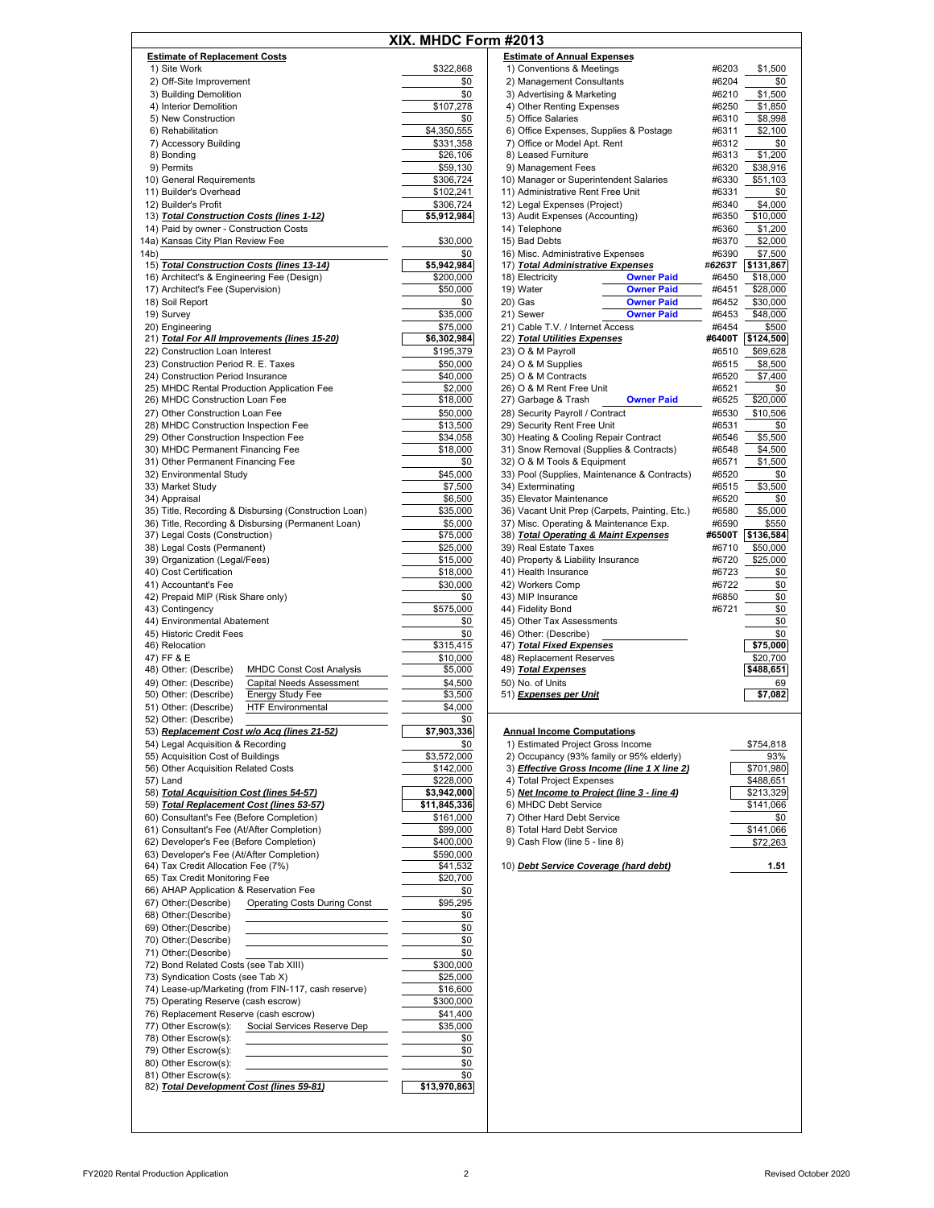# XIX. MHDC Form #2013

## Estimate of Replacement Costs

| Item | Amount |
|---|---|
| 1) Site Work | $322,868 |
| 2) Off-Site Improvement | $0 |
| 3) Building Demolition | $0 |
| 4) Interior Demolition | $107,278 |
| 5) New Construction | $0 |
| 6) Rehabilitation | $4,350,555 |
| 7) Accessory Building | $331,358 |
| 8) Bonding | $26,106 |
| 9) Permits | $59,130 |
| 10) General Requirements | $306,724 |
| 11) Builder's Overhead | $102,241 |
| 12) Builder's Profit | $306,724 |
| 13) ***Total Construction Costs (lines 1-12)*** | **$5,912,984** |
| 14) Paid by owner - Construction Costs | |
| 14a) Kansas City Plan Review Fee | $30,000 |
| 14b) | $0 |
| 15) ***Total Construction Costs (lines 13-14)*** | **$5,942,984** |
| 16) Architect's & Engineering Fee (Design) | $200,000 |
| 17) Architect's Fee (Supervision) | $50,000 |
| 18) Soil Report | $0 |
| 19) Survey | $35,000 |
| 20) Engineering | $75,000 |
| 21) ***Total For All Improvements (lines 15-20)*** | **$6,302,984** |
| 22) Construction Loan Interest | $195,379 |
| 23) Construction Period R. E. Taxes | $50,000 |
| 24) Construction Period Insurance | $40,000 |
| 25) MHDC Rental Production Application Fee | $2,000 |
| 26) MHDC Construction Loan Fee | $18,000 |
| 27) Other Construction Loan Fee | $50,000 |
| 28) MHDC Construction Inspection Fee | $13,500 |
| 29) Other Construction Inspection Fee | $34,058 |
| 30) MHDC Permanent Financing Fee | $18,000 |
| 31) Other Permanent Financing Fee | $0 |
| 32) Environmental Study | $45,000 |
| 33) Market Study | $7,500 |
| 34) Appraisal | $6,500 |
| 35) Title, Recording & Disbursing (Construction Loan) | $35,000 |
| 36) Title, Recording & Disbursing (Permanent Loan) | $5,000 |
| 37) Legal Costs (Construction) | $75,000 |
| 38) Legal Costs (Permanent) | $25,000 |
| 39) Organization (Legal/Fees) | $15,000 |
| 40) Cost Certification | $18,000 |
| 41) Accountant's Fee | $30,000 |
| 42) Prepaid MIP (Risk Share only) | $0 |
| 43) Contingency | $575,000 |
| 44) Environmental Abatement | $0 |
| 45) Historic Credit Fees | $0 |
| 46) Relocation | $315,415 |
| 47) FF & E | $10,000 |
| 48) Other: (Describe) MHDC Const Cost Analysis | $5,000 |
| 49) Other: (Describe) Capital Needs Assessment | $4,500 |
| 50) Other: (Describe) Energy Study Fee | $3,500 |
| 51) Other: (Describe) HTF Environmental | $4,000 |
| 52) Other: (Describe) | $0 |
| 53) ***Replacement Cost w/o Acq (lines 21-52)*** | **$7,903,336** |
| 54) Legal Acquisition & Recording | $0 |
| 55) Acquisition Cost of Buildings | $3,572,000 |
| 56) Other Acquisition Related Costs | $142,000 |
| 57) Land | $228,000 |
| 58) ***Total Acquisition Cost (lines 54-57)*** | **$3,942,000** |
| 59) ***Total Replacement Cost (lines 53-57)*** | **$11,845,336** |
| 60) Consultant's Fee (Before Completion) | $161,000 |
| 61) Consultant's Fee (At/After Completion) | $99,000 |
| 62) Developer's Fee (Before Completion) | $400,000 |
| 63) Developer's Fee (At/After Completion) | $590,000 |
| 64) Tax Credit Allocation Fee (7%) | $41,532 |
| 65) Tax Credit Monitoring Fee | $20,700 |
| 66) AHAP Application & Reservation Fee | $0 |
| 67) Other:(Describe) Operating Costs During Const | $95,295 |
| 68) Other:(Describe) | $0 |
| 69) Other:(Describe) | $0 |
| 70) Other:(Describe) | $0 |
| 71) Other:(Describe) | $0 |
| 72) Bond Related Costs (see Tab XIII) | $300,000 |
| 73) Syndication Costs (see Tab X) | $25,000 |
| 74) Lease-up/Marketing (from FIN-117, cash reserve) | $16,600 |
| 75) Operating Reserve (cash escrow) | $300,000 |
| 76) Replacement Reserve (cash escrow) | $41,400 |
| 77) Other Escrow(s): Social Services Reserve Dep | $35,000 |
| 78) Other Escrow(s): | $0 |
| 79) Other Escrow(s): | $0 |
| 80) Other Escrow(s): | $0 |
| 81) Other Escrow(s): | $0 |
| 82) ***Total Development Cost (lines 59-81)*** | **$13,970,863** |

## Estimate of Annual Expenses

| Item | | Account | Amount |
|---|---|---|---|
| 1) Conventions & Meetings | | #6203 | $1,500 |
| 2) Management Consultants | | #6204 | $0 |
| 3) Advertising & Marketing | | #6210 | $1,500 |
| 4) Other Renting Expenses | | #6250 | $1,850 |
| 5) Office Salaries | | #6310 | $8,998 |
| 6) Office Expenses, Supplies & Postage | | #6311 | $2,100 |
| 7) Office or Model Apt. Rent | | #6312 | $0 |
| 8) Leased Furniture | | #6313 | $1,200 |
| 9) Management Fees | | #6320 | $38,916 |
| 10) Manager or Superintendent Salaries | | #6330 | $51,103 |
| 11) Administrative Rent Free Unit | | #6331 | $0 |
| 12) Legal Expenses (Project) | | #6340 | $4,000 |
| 13) Audit Expenses (Accounting) | | #6350 | $10,000 |
| 14) Telephone | | #6360 | $1,200 |
| 15) Bad Debts | | #6370 | $2,000 |
| 16) Misc. Administrative Expenses | | #6390 | $7,500 |
| 17) ***Total Administrative Expenses*** | | ***#6263T*** | **$131,867** |
| 18) Electricity | **Owner Paid** | #6450 | $18,000 |
| 19) Water | **Owner Paid** | #6451 | $28,000 |
| 20) Gas | **Owner Paid** | #6452 | $30,000 |
| 21) Sewer | **Owner Paid** | #6453 | $48,000 |
| 21) Cable T.V. / Internet Access | | #6454 | $500 |
| 22) ***Total Utilities Expenses*** | | **#6400T** | **$124,500** |
| 23) O & M Payroll | | #6510 | $69,628 |
| 24) O & M Supplies | | #6515 | $8,500 |
| 25) O & M Contracts | | #6520 | $7,400 |
| 26) O & M Rent Free Unit | | #6521 | $0 |
| 27) Garbage & Trash | **Owner Paid** | #6525 | $20,000 |
| 28) Security Payroll / Contract | | #6530 | $10,506 |
| 29) Security Rent Free Unit | | #6531 | $0 |
| 30) Heating & Cooling Repair Contract | | #6546 | $5,500 |
| 31) Snow Removal (Supplies & Contracts) | | #6548 | $4,500 |
| 32) O & M Tools & Equipment | | #6571 | $1,500 |
| 33) Pool (Supplies, Maintenance & Contracts) | | #6520 | $0 |
| 34) Exterminating | | #6515 | $3,500 |
| 35) Elevator Maintenance | | #6520 | $0 |
| 36) Vacant Unit Prep (Carpets, Painting, Etc.) | | #6580 | $5,000 |
| 37) Misc. Operating & Maintenance Exp. | | #6590 | $550 |
| 38) ***Total Operating & Maint Expenses*** | | **#6500T** | **$136,584** |
| 39) Real Estate Taxes | | #6710 | $50,000 |
| 40) Property & Liability Insurance | | #6720 | $25,000 |
| 41) Health Insurance | | #6723 | $0 |
| 42) Workers Comp | | #6722 | $0 |
| 43) MIP Insurance | | #6850 | $0 |
| 44) Fidelity Bond | | #6721 | $0 |
| 45) Other Tax Assessments | | | $0 |
| 46) Other: (Describe) | | | $0 |
| 47) ***Total Fixed Expenses*** | | | **$75,000** |
| 48) Replacement Reserves | | | $20,700 |
| 49) ***Total Expenses*** | | | **$488,651** |
| 50) No. of Units | | | 69 |
| 51) ***Expenses per Unit*** | | | **$7,082** |

## Annual Income Computations

| Item | Amount |
|---|---|
| 1) Estimated Project Gross Income | $754,818 |
| 2) Occupancy (93% family or 95% elderly) | 93% |
| 3) ***Effective Gross Income (line 1 X line 2)*** | $701,980 |
| 4) Total Project Expenses | $488,651 |
| 5) ***Net Income to Project (line 3 - line 4)*** | $213,329 |
| 6) MHDC Debt Service | $141,066 |
| 7) Other Hard Debt Service | $0 |
| 8) Total Hard Debt Service | $141,066 |
| 9) Cash Flow (line 5 - line 8) | $72,263 |
| 10) ***Debt Service Coverage (hard debt)*** | **1.51** |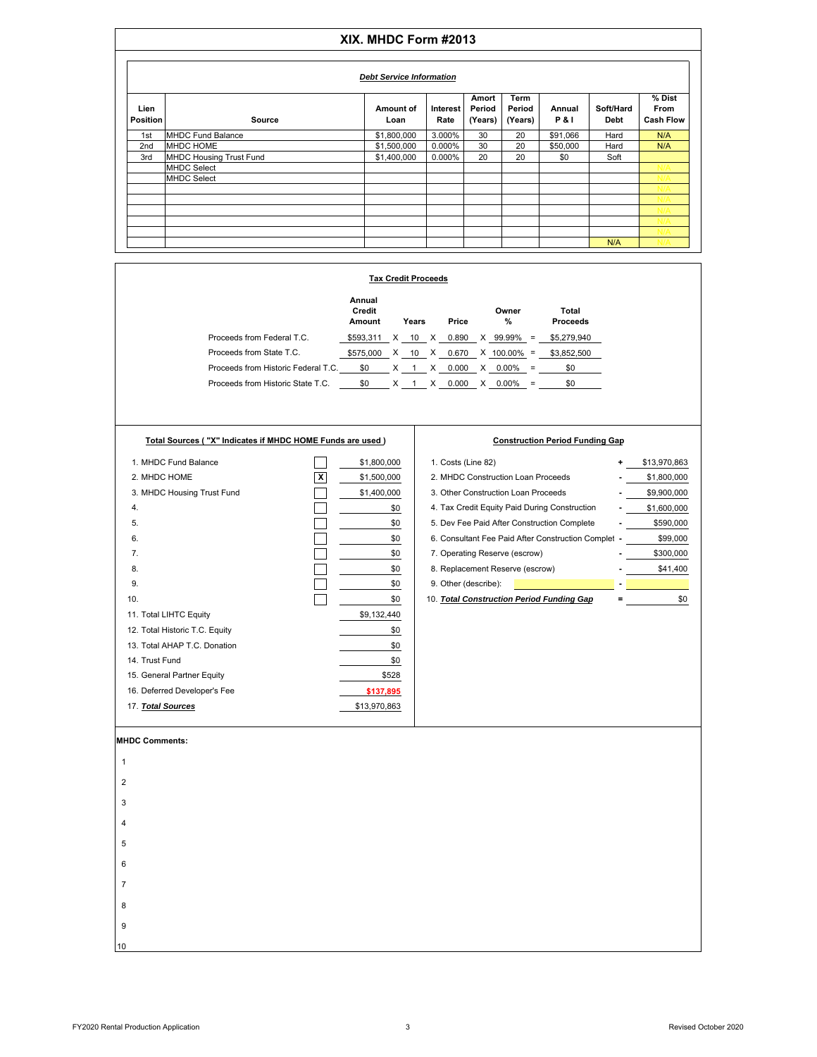# XIX. MHDC Form #2013

## *Debt Service Information*

| Lien Position | Source | Amount of Loan | Interest Rate | Amort Period (Years) | Term Period (Years) | Annual P & I | Soft/Hard Debt | % Dist From Cash Flow |
|---|---|---|---|---|---|---|---|---|
| 1st | MHDC Fund Balance | $1,800,000 | 3.000% | 30 | 20 | $91,066 | Hard | N/A |
| 2nd | MHDC HOME | $1,500,000 | 0.000% | 30 | 20 | $50,000 | Hard | N/A |
| 3rd | MHDC Housing Trust Fund | $1,400,000 | 0.000% | 20 | 20 | $0 | Soft | |
| | MHDC Select | | | | | | | N/A |
| | MHDC Select | | | | | | | N/A |
| | | | | | | | | N/A |
| | | | | | | | | N/A |
| | | | | | | | | N/A |
| | | | | | | | | N/A |
| | | | | | | | | N/A |
| | | | | | | | N/A | N/A |

## Tax Credit Proceeds

| | Annual Credit Amount | | Years | | Price | | Owner % | | Total Proceeds |
|---|---|---|---|---|---|---|---|---|---|
| Proceeds from Federal T.C. | $593,311 | X | 10 | X | 0.890 | X | 99.99% | = | $5,279,940 |
| Proceeds from State T.C. | $575,000 | X | 10 | X | 0.670 | X | 100.00% | = | $3,852,500 |
| Proceeds from Historic Federal T.C. | $0 | X | 1 | X | 0.000 | X | 0.00% | = | $0 |
| Proceeds from Historic State T.C. | $0 | X | 1 | X | 0.000 | X | 0.00% | = | $0 |

## Total Sources ( "X" Indicates if MHDC HOME Funds are used )

| | | |
|---|---|---|
| 1. MHDC Fund Balance | [ ] | $1,800,000 |
| 2. MHDC HOME | [X] | $1,500,000 |
| 3. MHDC Housing Trust Fund | [ ] | $1,400,000 |
| 4. | [ ] | $0 |
| 5. | [ ] | $0 |
| 6. | [ ] | $0 |
| 7. | [ ] | $0 |
| 8. | [ ] | $0 |
| 9. | [ ] | $0 |
| 10. | [ ] | $0 |
| 11. Total LIHTC Equity | | $9,132,440 |
| 12. Total Historic T.C. Equity | | $0 |
| 13. Total AHAP T.C. Donation | | $0 |
| 14. Trust Fund | | $0 |
| 15. General Partner Equity | | $528 |
| 16. Deferred Developer's Fee | | **$137,895** |
| 17. ***Total Sources*** | | $13,970,863 |

## Construction Period Funding Gap

| | | |
|---|---|---|
| 1. Costs (Line 82) | + | $13,970,863 |
| 2. MHDC Construction Loan Proceeds | - | $1,800,000 |
| 3. Other Construction Loan Proceeds | - | $9,900,000 |
| 4. Tax Credit Equity Paid During Construction | - | $1,600,000 |
| 5. Dev Fee Paid After Construction Complete | - | $590,000 |
| 6. Consultant Fee Paid After Construction Complet | - | $99,000 |
| 7. Operating Reserve (escrow) | - | $300,000 |
| 8. Replacement Reserve (escrow) | - | $41,400 |
| 9. Other (describe): | - | |
| 10. ***Total Construction Period Funding Gap*** | = | $0 |

**MHDC Comments:**

1

2

3

4

5

6

7

8

9

10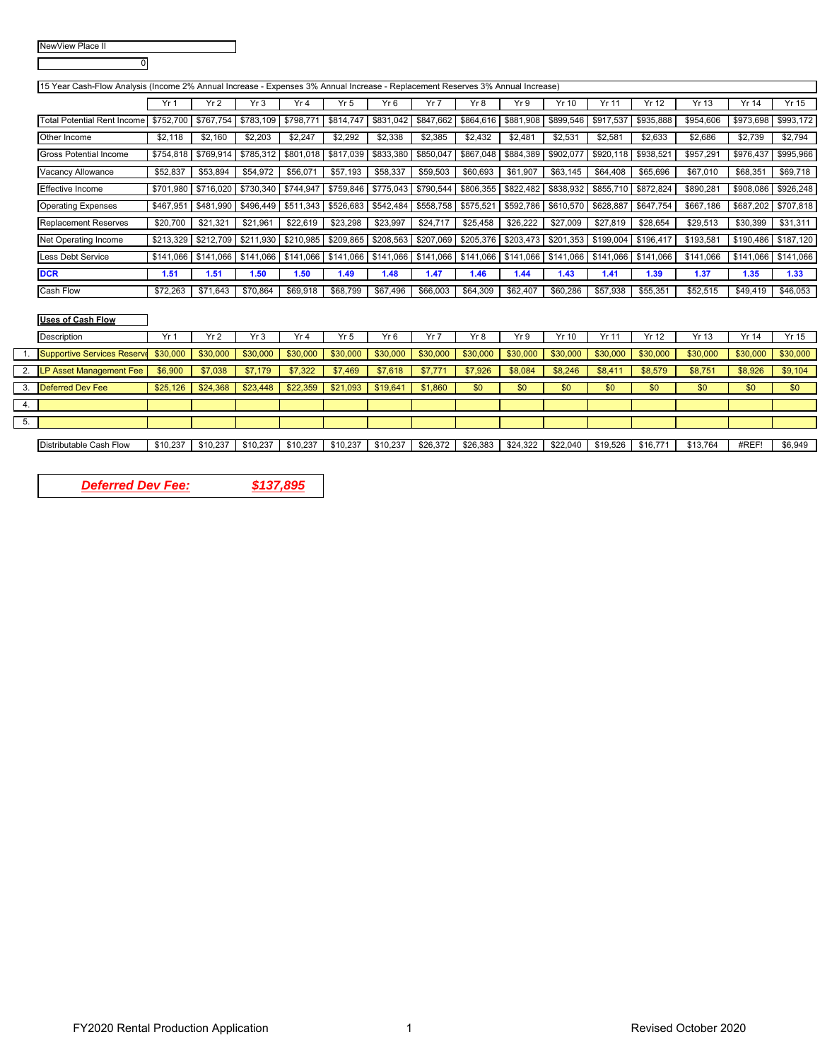NewView Place II

0

15 Year Cash-Flow Analysis (Income 2% Annual Increase - Expenses 3% Annual Increase - Replacement Reserves 3% Annual Increase)

| | Yr 1 | Yr 2 | Yr 3 | Yr 4 | Yr 5 | Yr 6 | Yr 7 | Yr 8 | Yr 9 | Yr 10 | Yr 11 | Yr 12 | Yr 13 | Yr 14 | Yr 15 |
|---|---|---|---|---|---|---|---|---|---|---|---|---|---|---|---|
| Total Potential Rent Income | $752,700 | $767,754 | $783,109 | $798,771 | $814,747 | $831,042 | $847,662 | $864,616 | $881,908 | $899,546 | $917,537 | $935,888 | $954,606 | $973,698 | $993,172 |
| Other Income | $2,118 | $2,160 | $2,203 | $2,247 | $2,292 | $2,338 | $2,385 | $2,432 | $2,481 | $2,531 | $2,581 | $2,633 | $2,686 | $2,739 | $2,794 |
| Gross Potential Income | $754,818 | $769,914 | $785,312 | $801,018 | $817,039 | $833,380 | $850,047 | $867,048 | $884,389 | $902,077 | $920,118 | $938,521 | $957,291 | $976,437 | $995,966 |
| Vacancy Allowance | $52,837 | $53,894 | $54,972 | $56,071 | $57,193 | $58,337 | $59,503 | $60,693 | $61,907 | $63,145 | $64,408 | $65,696 | $67,010 | $68,351 | $69,718 |
| Effective Income | $701,980 | $716,020 | $730,340 | $744,947 | $759,846 | $775,043 | $790,544 | $806,355 | $822,482 | $838,932 | $855,710 | $872,824 | $890,281 | $908,086 | $926,248 |
| Operating Expenses | $467,951 | $481,990 | $496,449 | $511,343 | $526,683 | $542,484 | $558,758 | $575,521 | $592,786 | $610,570 | $628,887 | $647,754 | $667,186 | $687,202 | $707,818 |
| Replacement Reserves | $20,700 | $21,321 | $21,961 | $22,619 | $23,298 | $23,997 | $24,717 | $25,458 | $26,222 | $27,009 | $27,819 | $28,654 | $29,513 | $30,399 | $31,311 |
| Net Operating Income | $213,329 | $212,709 | $211,930 | $210,985 | $209,865 | $208,563 | $207,069 | $205,376 | $203,473 | $201,353 | $199,004 | $196,417 | $193,581 | $190,486 | $187,120 |
| Less Debt Service | $141,066 | $141,066 | $141,066 | $141,066 | $141,066 | $141,066 | $141,066 | $141,066 | $141,066 | $141,066 | $141,066 | $141,066 | $141,066 | $141,066 | $141,066 |
| **DCR** | **1.51** | **1.51** | **1.50** | **1.50** | **1.49** | **1.48** | **1.47** | **1.46** | **1.44** | **1.43** | **1.41** | **1.39** | **1.37** | **1.35** | **1.33** |
| Cash Flow | $72,263 | $71,643 | $70,864 | $69,918 | $68,799 | $67,496 | $66,003 | $64,309 | $62,407 | $60,286 | $57,938 | $55,351 | $52,515 | $49,419 | $46,053 |

**Uses of Cash Flow**

| | Description | Yr 1 | Yr 2 | Yr 3 | Yr 4 | Yr 5 | Yr 6 | Yr 7 | Yr 8 | Yr 9 | Yr 10 | Yr 11 | Yr 12 | Yr 13 | Yr 14 | Yr 15 |
|---|---|---|---|---|---|---|---|---|---|---|---|---|---|---|---|---|
| 1. | Supportive Services Reserve | $30,000 | $30,000 | $30,000 | $30,000 | $30,000 | $30,000 | $30,000 | $30,000 | $30,000 | $30,000 | $30,000 | $30,000 | $30,000 | $30,000 | $30,000 |
| 2. | LP Asset Management Fee | $6,900 | $7,038 | $7,179 | $7,322 | $7,469 | $7,618 | $7,771 | $7,926 | $8,084 | $8,246 | $8,411 | $8,579 | $8,751 | $8,926 | $9,104 |
| 3. | Deferred Dev Fee | $25,126 | $24,368 | $23,448 | $22,359 | $21,093 | $19,641 | $1,860 | $0 | $0 | $0 | $0 | $0 | $0 | $0 | $0 |
| 4. | | | | | | | | | | | | | | | | |
| 5. | | | | | | | | | | | | | | | | |
| | Distributable Cash Flow | $10,237 | $10,237 | $10,237 | $10,237 | $10,237 | $10,237 | $26,372 | $26,383 | $24,322 | $22,040 | $19,526 | $16,771 | $13,764 | #REF! | $6,949 |

***Deferred Dev Fee:*** ***$137,895***